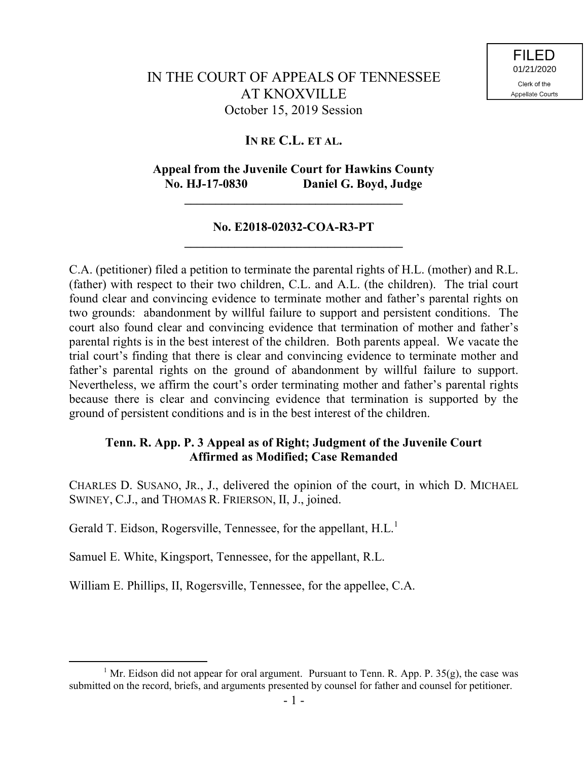FILED
01/21/2020
Clerk of the
Appellate Courts

# IN THE COURT OF APPEALS OF TENNESSEE AT KNOXVILLE

October 15, 2019 Session

## IN RE C.L. ET AL.

**Appeal from the Juvenile Court for Hawkins County**
**No. HJ-17-0830 Daniel G. Boyd, Judge**

---

**No. E2018-02032-COA-R3-PT**

---

C.A. (petitioner) filed a petition to terminate the parental rights of H.L. (mother) and R.L. (father) with respect to their two children, C.L. and A.L. (the children). The trial court found clear and convincing evidence to terminate mother and father's parental rights on two grounds: abandonment by willful failure to support and persistent conditions. The court also found clear and convincing evidence that termination of mother and father's parental rights is in the best interest of the children. Both parents appeal. We vacate the trial court's finding that there is clear and convincing evidence to terminate mother and father's parental rights on the ground of abandonment by willful failure to support. Nevertheless, we affirm the court's order terminating mother and father's parental rights because there is clear and convincing evidence that termination is supported by the ground of persistent conditions and is in the best interest of the children.

**Tenn. R. App. P. 3 Appeal as of Right; Judgment of the Juvenile Court Affirmed as Modified; Case Remanded**

CHARLES D. SUSANO, JR., J., delivered the opinion of the court, in which D. MICHAEL SWINEY, C.J., and THOMAS R. FRIERSON, II, J., joined.

Gerald T. Eidson, Rogersville, Tennessee, for the appellant, H.L.[1]

Samuel E. White, Kingsport, Tennessee, for the appellant, R.L.

William E. Phillips, II, Rogersville, Tennessee, for the appellee, C.A.

---

[1] Mr. Eidson did not appear for oral argument. Pursuant to Tenn. R. App. P. 35(g), the case was submitted on the record, briefs, and arguments presented by counsel for father and counsel for petitioner.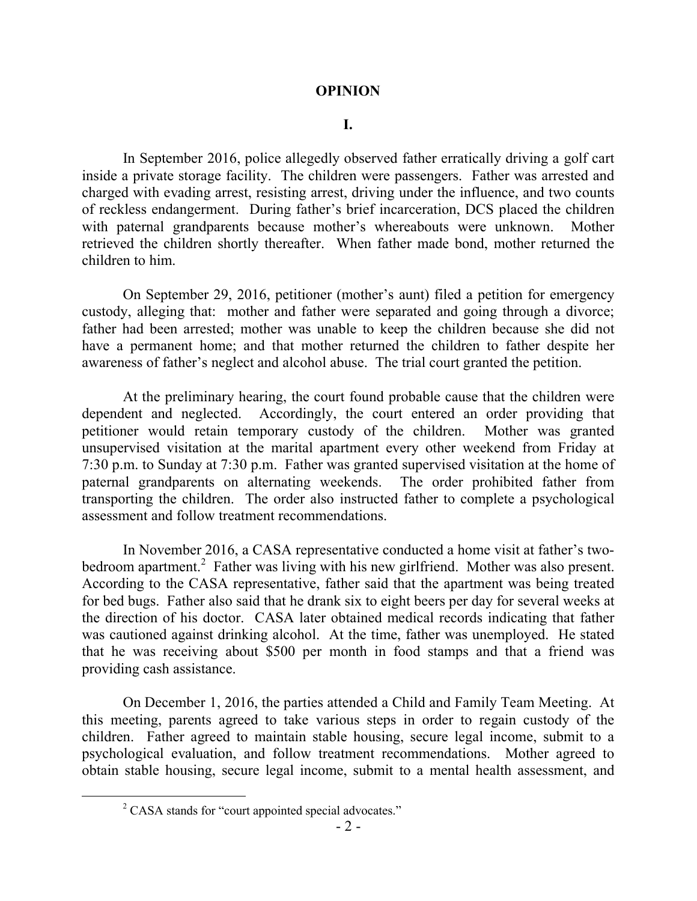# OPINION

## I.

In September 2016, police allegedly observed father erratically driving a golf cart inside a private storage facility. The children were passengers. Father was arrested and charged with evading arrest, resisting arrest, driving under the influence, and two counts of reckless endangerment. During father's brief incarceration, DCS placed the children with paternal grandparents because mother's whereabouts were unknown. Mother retrieved the children shortly thereafter. When father made bond, mother returned the children to him.

On September 29, 2016, petitioner (mother's aunt) filed a petition for emergency custody, alleging that: mother and father were separated and going through a divorce; father had been arrested; mother was unable to keep the children because she did not have a permanent home; and that mother returned the children to father despite her awareness of father's neglect and alcohol abuse. The trial court granted the petition.

At the preliminary hearing, the court found probable cause that the children were dependent and neglected. Accordingly, the court entered an order providing that petitioner would retain temporary custody of the children. Mother was granted unsupervised visitation at the marital apartment every other weekend from Friday at 7:30 p.m. to Sunday at 7:30 p.m. Father was granted supervised visitation at the home of paternal grandparents on alternating weekends. The order prohibited father from transporting the children. The order also instructed father to complete a psychological assessment and follow treatment recommendations.

In November 2016, a CASA representative conducted a home visit at father's two-bedroom apartment.[2] Father was living with his new girlfriend. Mother was also present. According to the CASA representative, father said that the apartment was being treated for bed bugs. Father also said that he drank six to eight beers per day for several weeks at the direction of his doctor. CASA later obtained medical records indicating that father was cautioned against drinking alcohol. At the time, father was unemployed. He stated that he was receiving about $500 per month in food stamps and that a friend was providing cash assistance.

On December 1, 2016, the parties attended a Child and Family Team Meeting. At this meeting, parents agreed to take various steps in order to regain custody of the children. Father agreed to maintain stable housing, secure legal income, submit to a psychological evaluation, and follow treatment recommendations. Mother agreed to obtain stable housing, secure legal income, submit to a mental health assessment, and

[2] CASA stands for "court appointed special advocates."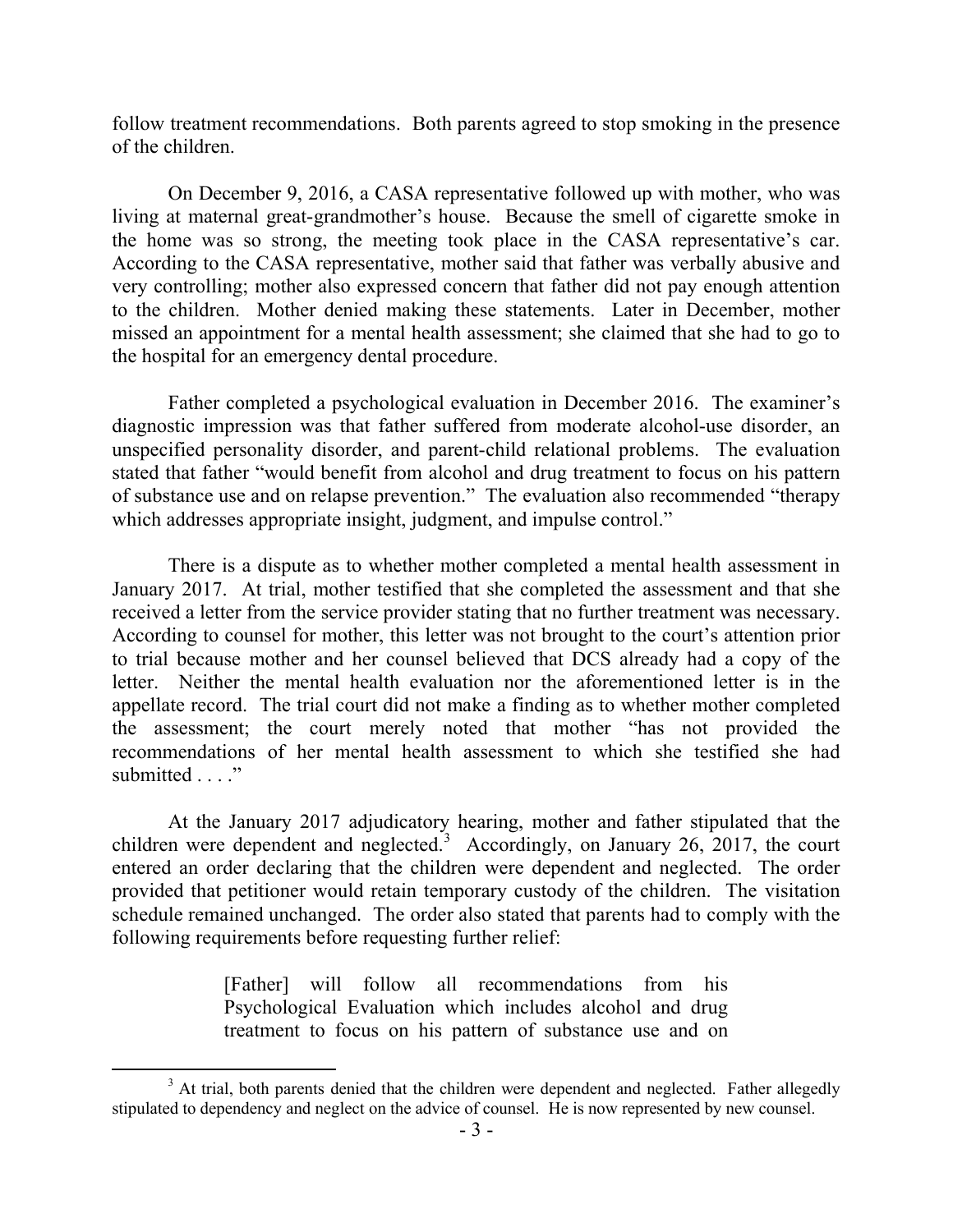follow treatment recommendations. Both parents agreed to stop smoking in the presence of the children.

On December 9, 2016, a CASA representative followed up with mother, who was living at maternal great-grandmother's house. Because the smell of cigarette smoke in the home was so strong, the meeting took place in the CASA representative's car. According to the CASA representative, mother said that father was verbally abusive and very controlling; mother also expressed concern that father did not pay enough attention to the children. Mother denied making these statements. Later in December, mother missed an appointment for a mental health assessment; she claimed that she had to go to the hospital for an emergency dental procedure.

Father completed a psychological evaluation in December 2016. The examiner's diagnostic impression was that father suffered from moderate alcohol-use disorder, an unspecified personality disorder, and parent-child relational problems. The evaluation stated that father "would benefit from alcohol and drug treatment to focus on his pattern of substance use and on relapse prevention." The evaluation also recommended "therapy which addresses appropriate insight, judgment, and impulse control."

There is a dispute as to whether mother completed a mental health assessment in January 2017. At trial, mother testified that she completed the assessment and that she received a letter from the service provider stating that no further treatment was necessary. According to counsel for mother, this letter was not brought to the court's attention prior to trial because mother and her counsel believed that DCS already had a copy of the letter. Neither the mental health evaluation nor the aforementioned letter is in the appellate record. The trial court did not make a finding as to whether mother completed the assessment; the court merely noted that mother "has not provided the recommendations of her mental health assessment to which she testified she had submitted . . . ."

At the January 2017 adjudicatory hearing, mother and father stipulated that the children were dependent and neglected.[3] Accordingly, on January 26, 2017, the court entered an order declaring that the children were dependent and neglected. The order provided that petitioner would retain temporary custody of the children. The visitation schedule remained unchanged. The order also stated that parents had to comply with the following requirements before requesting further relief:

> [Father] will follow all recommendations from his Psychological Evaluation which includes alcohol and drug treatment to focus on his pattern of substance use and on

---

[3] At trial, both parents denied that the children were dependent and neglected. Father allegedly stipulated to dependency and neglect on the advice of counsel. He is now represented by new counsel.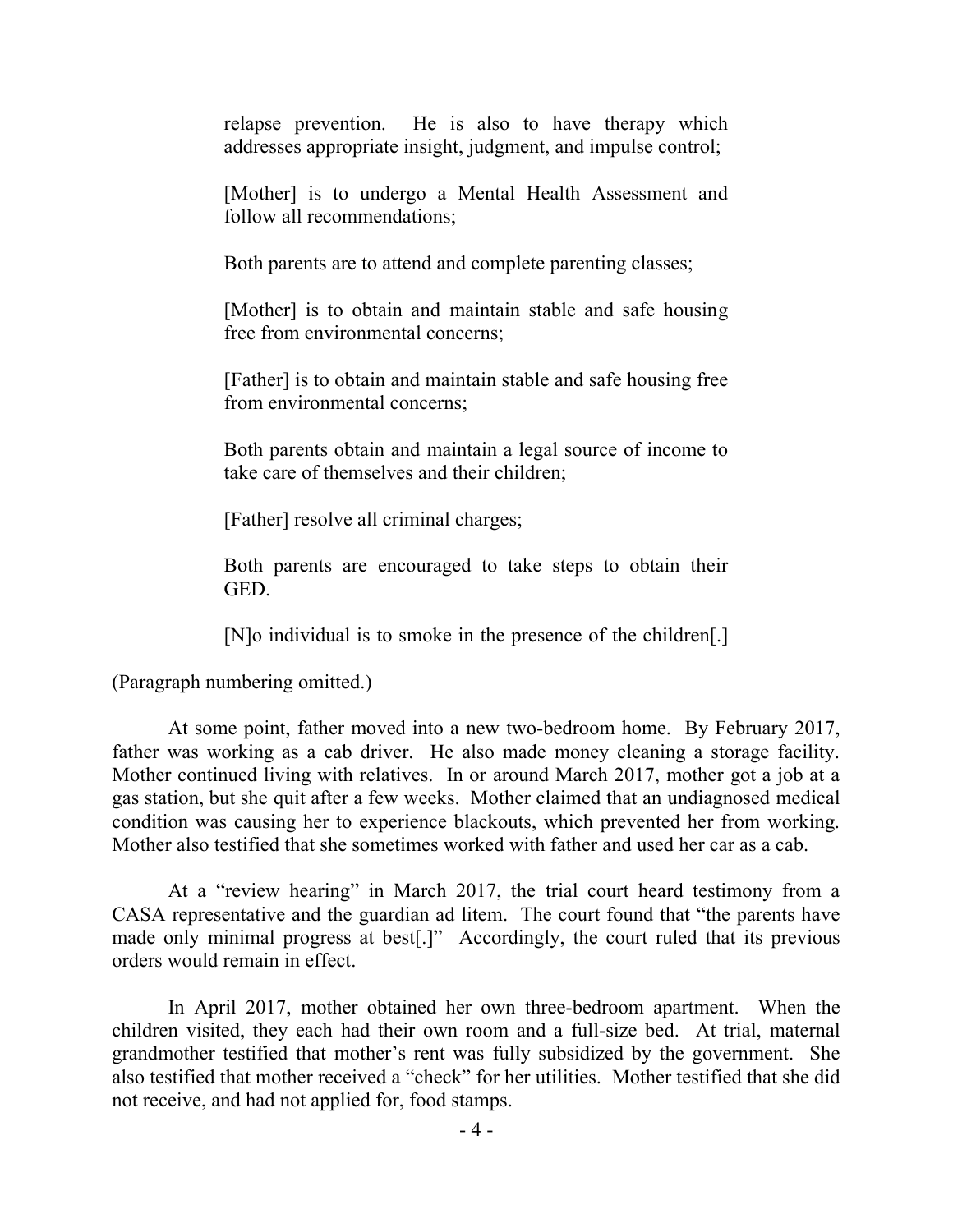> relapse prevention. He is also to have therapy which addresses appropriate insight, judgment, and impulse control;
>
> [Mother] is to undergo a Mental Health Assessment and follow all recommendations;
>
> Both parents are to attend and complete parenting classes;
>
> [Mother] is to obtain and maintain stable and safe housing free from environmental concerns;
>
> [Father] is to obtain and maintain stable and safe housing free from environmental concerns;
>
> Both parents obtain and maintain a legal source of income to take care of themselves and their children;
>
> [Father] resolve all criminal charges;
>
> Both parents are encouraged to take steps to obtain their GED.
>
> [N]o individual is to smoke in the presence of the children[.]

(Paragraph numbering omitted.)

At some point, father moved into a new two-bedroom home. By February 2017, father was working as a cab driver. He also made money cleaning a storage facility. Mother continued living with relatives. In or around March 2017, mother got a job at a gas station, but she quit after a few weeks. Mother claimed that an undiagnosed medical condition was causing her to experience blackouts, which prevented her from working. Mother also testified that she sometimes worked with father and used her car as a cab.

At a "review hearing" in March 2017, the trial court heard testimony from a CASA representative and the guardian ad litem. The court found that "the parents have made only minimal progress at best[.]" Accordingly, the court ruled that its previous orders would remain in effect.

In April 2017, mother obtained her own three-bedroom apartment. When the children visited, they each had their own room and a full-size bed. At trial, maternal grandmother testified that mother's rent was fully subsidized by the government. She also testified that mother received a "check" for her utilities. Mother testified that she did not receive, and had not applied for, food stamps.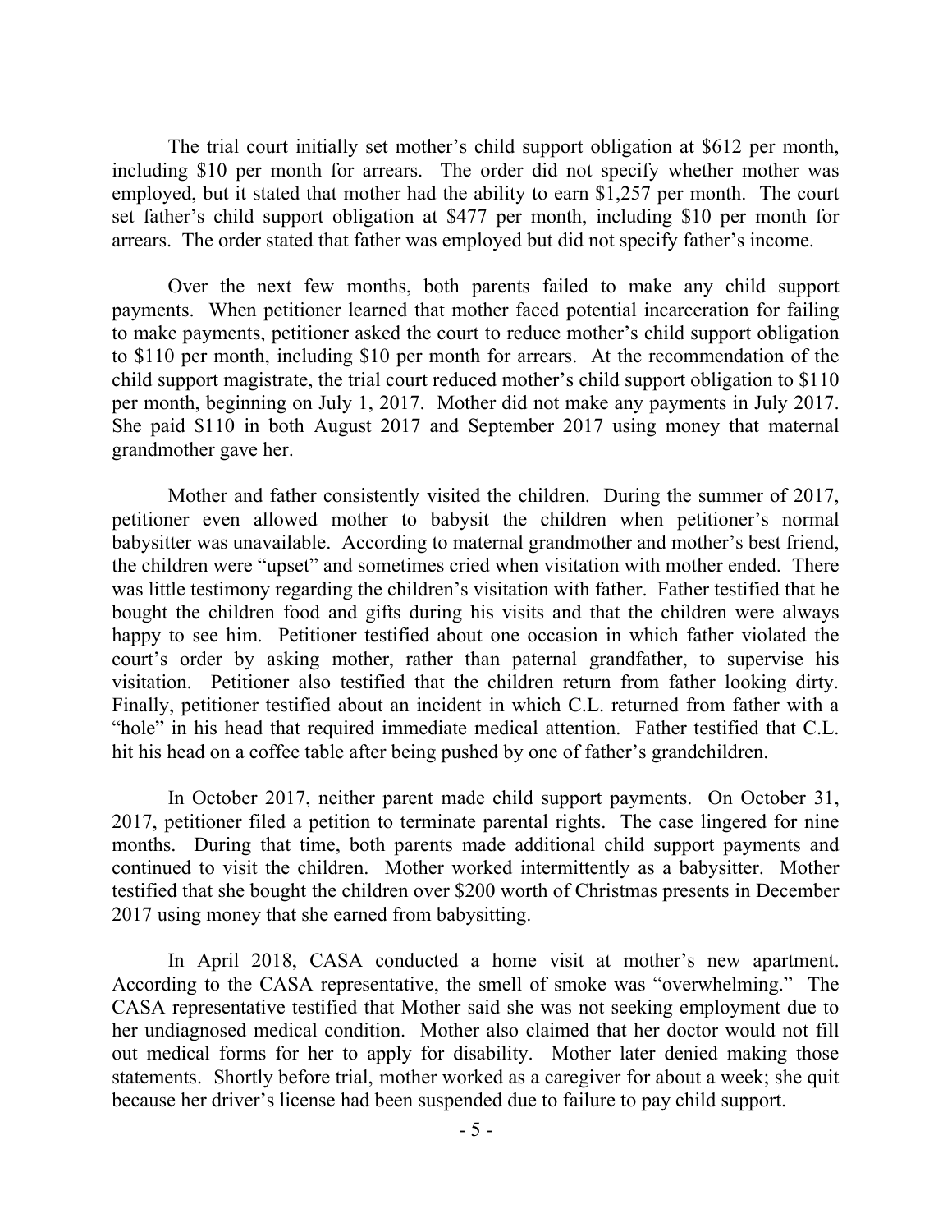The trial court initially set mother's child support obligation at $612 per month, including $10 per month for arrears. The order did not specify whether mother was employed, but it stated that mother had the ability to earn $1,257 per month. The court set father's child support obligation at $477 per month, including $10 per month for arrears. The order stated that father was employed but did not specify father's income.

Over the next few months, both parents failed to make any child support payments. When petitioner learned that mother faced potential incarceration for failing to make payments, petitioner asked the court to reduce mother's child support obligation to $110 per month, including $10 per month for arrears. At the recommendation of the child support magistrate, the trial court reduced mother's child support obligation to $110 per month, beginning on July 1, 2017. Mother did not make any payments in July 2017. She paid $110 in both August 2017 and September 2017 using money that maternal grandmother gave her.

Mother and father consistently visited the children. During the summer of 2017, petitioner even allowed mother to babysit the children when petitioner's normal babysitter was unavailable. According to maternal grandmother and mother's best friend, the children were "upset" and sometimes cried when visitation with mother ended. There was little testimony regarding the children's visitation with father. Father testified that he bought the children food and gifts during his visits and that the children were always happy to see him. Petitioner testified about one occasion in which father violated the court's order by asking mother, rather than paternal grandfather, to supervise his visitation. Petitioner also testified that the children return from father looking dirty. Finally, petitioner testified about an incident in which C.L. returned from father with a "hole" in his head that required immediate medical attention. Father testified that C.L. hit his head on a coffee table after being pushed by one of father's grandchildren.

In October 2017, neither parent made child support payments. On October 31, 2017, petitioner filed a petition to terminate parental rights. The case lingered for nine months. During that time, both parents made additional child support payments and continued to visit the children. Mother worked intermittently as a babysitter. Mother testified that she bought the children over $200 worth of Christmas presents in December 2017 using money that she earned from babysitting.

In April 2018, CASA conducted a home visit at mother's new apartment. According to the CASA representative, the smell of smoke was "overwhelming." The CASA representative testified that Mother said she was not seeking employment due to her undiagnosed medical condition. Mother also claimed that her doctor would not fill out medical forms for her to apply for disability. Mother later denied making those statements. Shortly before trial, mother worked as a caregiver for about a week; she quit because her driver's license had been suspended due to failure to pay child support.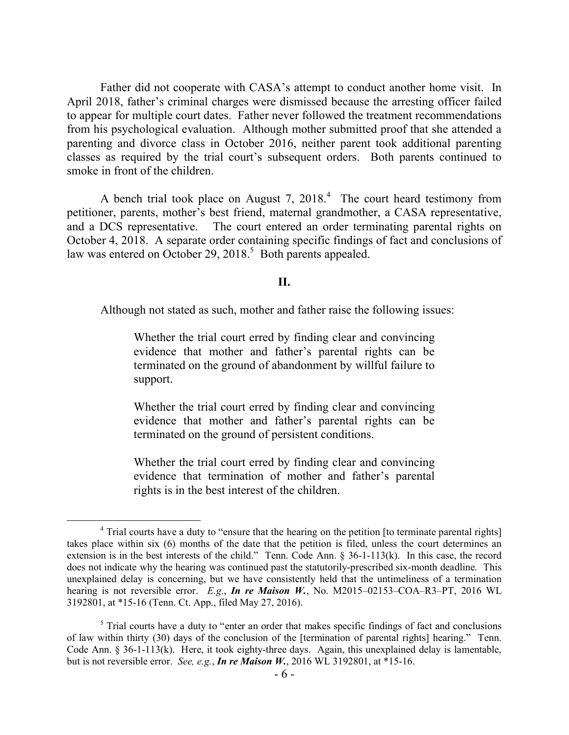Father did not cooperate with CASA's attempt to conduct another home visit. In April 2018, father's criminal charges were dismissed because the arresting officer failed to appear for multiple court dates. Father never followed the treatment recommendations from his psychological evaluation. Although mother submitted proof that she attended a parenting and divorce class in October 2016, neither parent took additional parenting classes as required by the trial court's subsequent orders. Both parents continued to smoke in front of the children.

A bench trial took place on August 7, 2018.[4] The court heard testimony from petitioner, parents, mother's best friend, maternal grandmother, a CASA representative, and a DCS representative. The court entered an order terminating parental rights on October 4, 2018. A separate order containing specific findings of fact and conclusions of law was entered on October 29, 2018.[5] Both parents appealed.

## II.

Although not stated as such, mother and father raise the following issues:

> Whether the trial court erred by finding clear and convincing evidence that mother and father's parental rights can be terminated on the ground of abandonment by willful failure to support.
>
> Whether the trial court erred by finding clear and convincing evidence that mother and father's parental rights can be terminated on the ground of persistent conditions.
>
> Whether the trial court erred by finding clear and convincing evidence that termination of mother and father's parental rights is in the best interest of the children.

---

[4] Trial courts have a duty to "ensure that the hearing on the petition [to terminate parental rights] takes place within six (6) months of the date that the petition is filed, unless the court determines an extension is in the best interests of the child." Tenn. Code Ann. § 36-1-113(k). In this case, the record does not indicate why the hearing was continued past the statutorily-prescribed six-month deadline. This unexplained delay is concerning, but we have consistently held that the untimeliness of a termination hearing is not reversible error. *E.g.*, ***In re Maison W.***, No. M2015–02153–COA–R3–PT, 2016 WL 3192801, at *15-16 (Tenn. Ct. App., filed May 27, 2016).

[5] Trial courts have a duty to "enter an order that makes specific findings of fact and conclusions of law within thirty (30) days of the conclusion of the [termination of parental rights] hearing." Tenn. Code Ann. § 36-1-113(k). Here, it took eighty-three days. Again, this unexplained delay is lamentable, but is not reversible error. *See, e.g.*, ***In re Maison W.***, 2016 WL 3192801, at *15-16.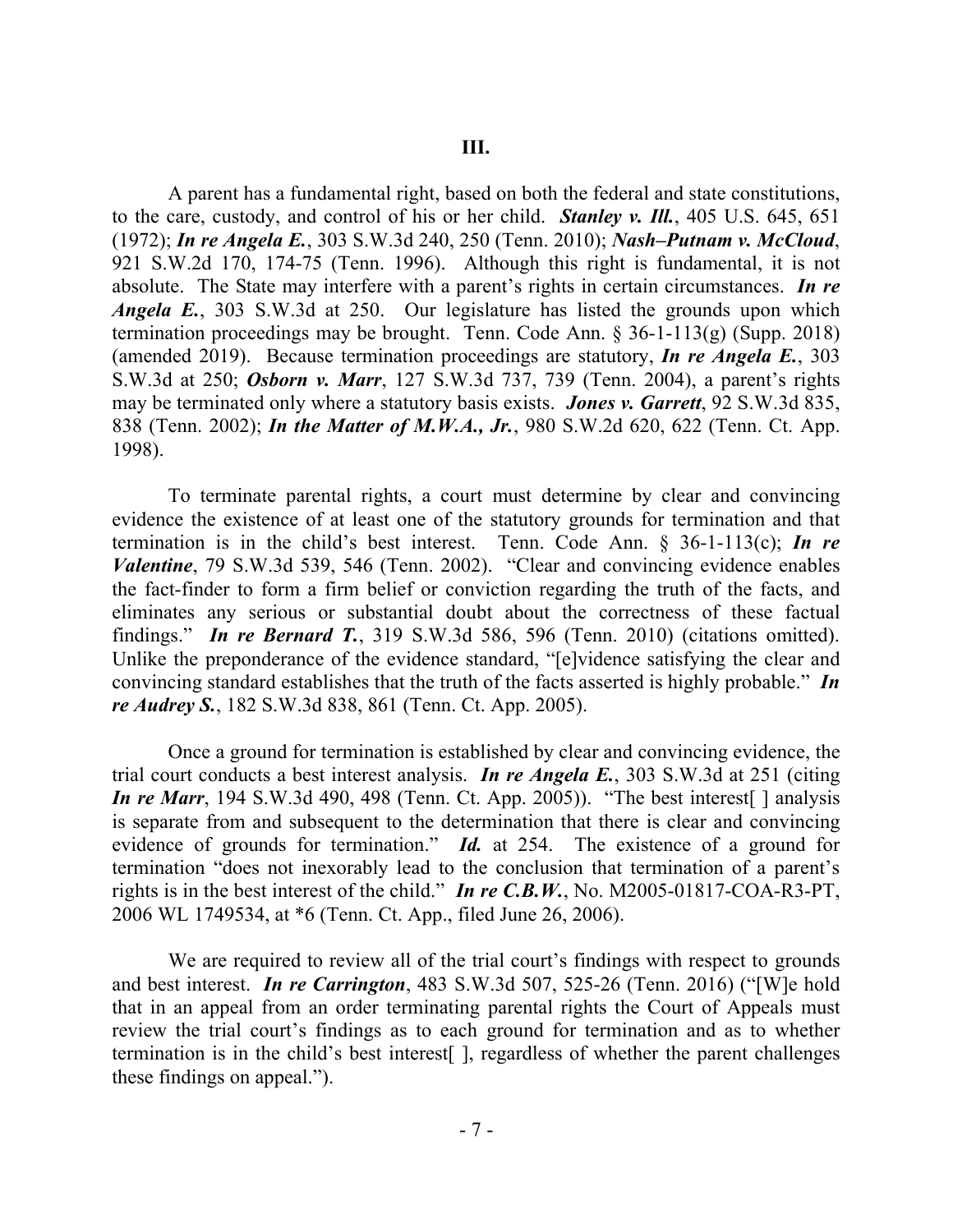## III.

A parent has a fundamental right, based on both the federal and state constitutions, to the care, custody, and control of his or her child. ***Stanley v. Ill.***, 405 U.S. 645, 651 (1972); ***In re Angela E.***, 303 S.W.3d 240, 250 (Tenn. 2010); ***Nash–Putnam v. McCloud***, 921 S.W.2d 170, 174-75 (Tenn. 1996). Although this right is fundamental, it is not absolute. The State may interfere with a parent's rights in certain circumstances. ***In re Angela E.***, 303 S.W.3d at 250. Our legislature has listed the grounds upon which termination proceedings may be brought. Tenn. Code Ann. § 36-1-113(g) (Supp. 2018) (amended 2019). Because termination proceedings are statutory, ***In re Angela E.***, 303 S.W.3d at 250; ***Osborn v. Marr***, 127 S.W.3d 737, 739 (Tenn. 2004), a parent's rights may be terminated only where a statutory basis exists. ***Jones v. Garrett***, 92 S.W.3d 835, 838 (Tenn. 2002); ***In the Matter of M.W.A., Jr.***, 980 S.W.2d 620, 622 (Tenn. Ct. App. 1998).

To terminate parental rights, a court must determine by clear and convincing evidence the existence of at least one of the statutory grounds for termination and that termination is in the child's best interest. Tenn. Code Ann. § 36-1-113(c); ***In re Valentine***, 79 S.W.3d 539, 546 (Tenn. 2002). "Clear and convincing evidence enables the fact-finder to form a firm belief or conviction regarding the truth of the facts, and eliminates any serious or substantial doubt about the correctness of these factual findings." ***In re Bernard T.***, 319 S.W.3d 586, 596 (Tenn. 2010) (citations omitted). Unlike the preponderance of the evidence standard, "[e]vidence satisfying the clear and convincing standard establishes that the truth of the facts asserted is highly probable." ***In re Audrey S.***, 182 S.W.3d 838, 861 (Tenn. Ct. App. 2005).

Once a ground for termination is established by clear and convincing evidence, the trial court conducts a best interest analysis. ***In re Angela E.***, 303 S.W.3d at 251 (citing ***In re Marr***, 194 S.W.3d 490, 498 (Tenn. Ct. App. 2005)). "The best interest[ ] analysis is separate from and subsequent to the determination that there is clear and convincing evidence of grounds for termination." ***Id.*** at 254. The existence of a ground for termination "does not inexorably lead to the conclusion that termination of a parent's rights is in the best interest of the child." ***In re C.B.W.***, No. M2005-01817-COA-R3-PT, 2006 WL 1749534, at *6 (Tenn. Ct. App., filed June 26, 2006).

We are required to review all of the trial court's findings with respect to grounds and best interest. ***In re Carrington***, 483 S.W.3d 507, 525-26 (Tenn. 2016) ("[W]e hold that in an appeal from an order terminating parental rights the Court of Appeals must review the trial court's findings as to each ground for termination and as to whether termination is in the child's best interest[ ], regardless of whether the parent challenges these findings on appeal.").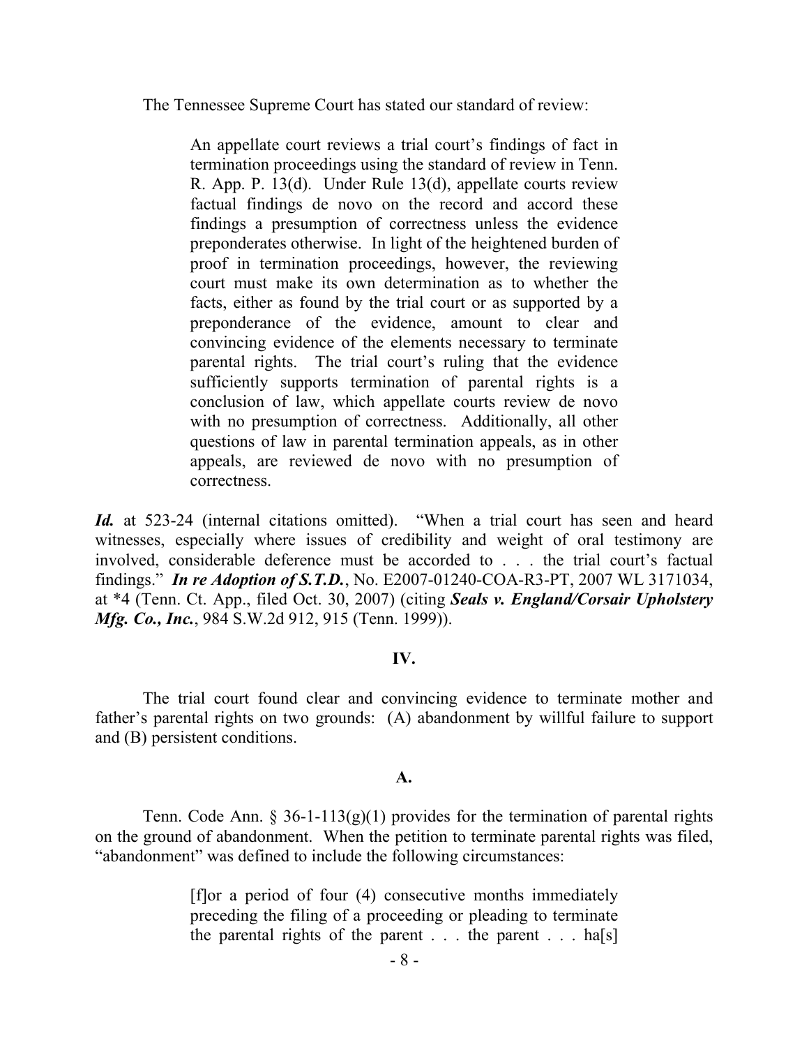The Tennessee Supreme Court has stated our standard of review:

> An appellate court reviews a trial court's findings of fact in termination proceedings using the standard of review in Tenn. R. App. P. 13(d). Under Rule 13(d), appellate courts review factual findings de novo on the record and accord these findings a presumption of correctness unless the evidence preponderates otherwise. In light of the heightened burden of proof in termination proceedings, however, the reviewing court must make its own determination as to whether the facts, either as found by the trial court or as supported by a preponderance of the evidence, amount to clear and convincing evidence of the elements necessary to terminate parental rights. The trial court's ruling that the evidence sufficiently supports termination of parental rights is a conclusion of law, which appellate courts review de novo with no presumption of correctness. Additionally, all other questions of law in parental termination appeals, as in other appeals, are reviewed de novo with no presumption of correctness.

***Id.*** at 523-24 (internal citations omitted). "When a trial court has seen and heard witnesses, especially where issues of credibility and weight of oral testimony are involved, considerable deference must be accorded to . . . the trial court's factual findings." ***In re Adoption of S.T.D.***, No. E2007-01240-COA-R3-PT, 2007 WL 3171034, at \*4 (Tenn. Ct. App., filed Oct. 30, 2007) (citing ***Seals v. England/Corsair Upholstery Mfg. Co., Inc.***, 984 S.W.2d 912, 915 (Tenn. 1999)).

**IV.**

The trial court found clear and convincing evidence to terminate mother and father's parental rights on two grounds: (A) abandonment by willful failure to support and (B) persistent conditions.

**A.**

Tenn. Code Ann. § 36-1-113(g)(1) provides for the termination of parental rights on the ground of abandonment. When the petition to terminate parental rights was filed, "abandonment" was defined to include the following circumstances:

> [f]or a period of four (4) consecutive months immediately preceding the filing of a proceeding or pleading to terminate the parental rights of the parent . . . the parent . . . ha[s]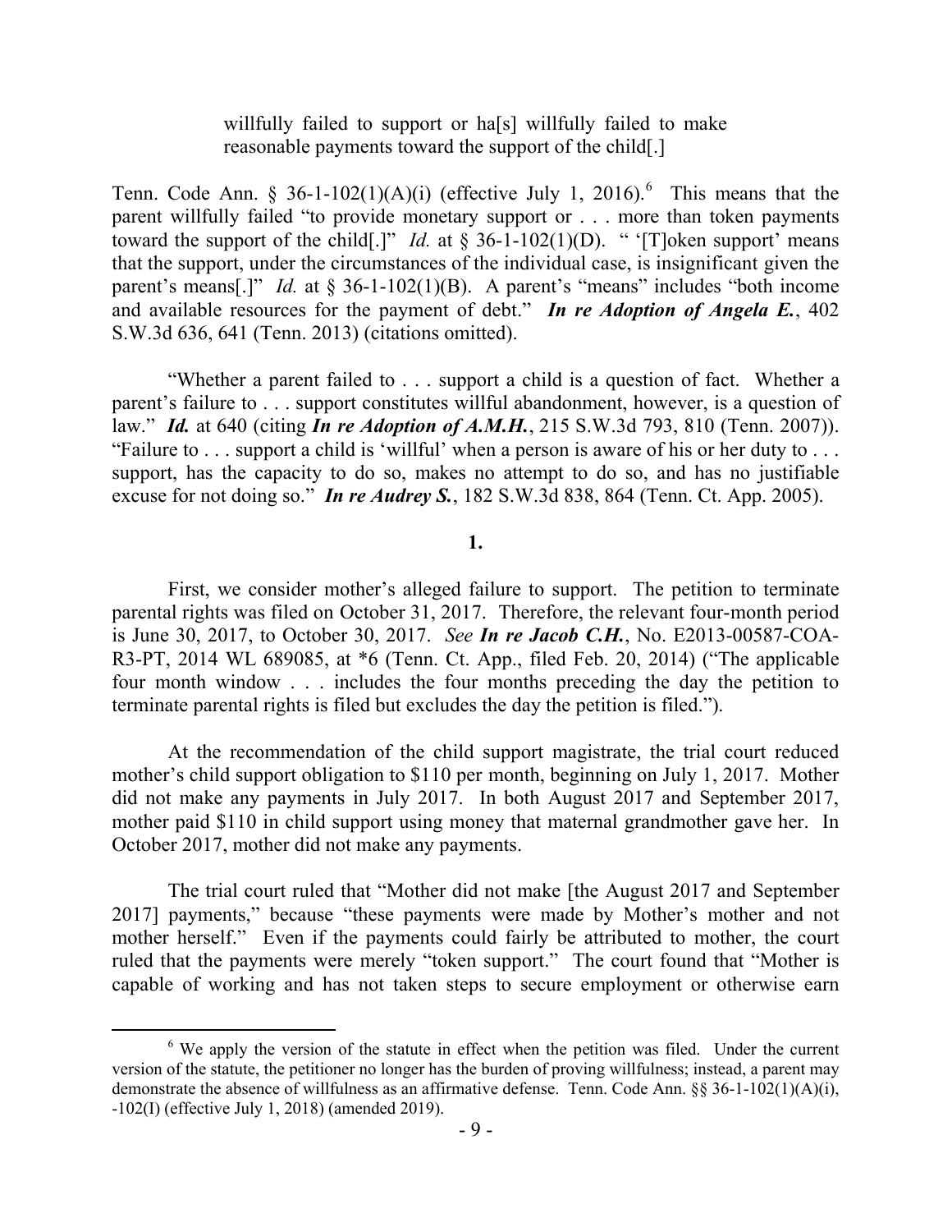> willfully failed to support or ha[s] willfully failed to make reasonable payments toward the support of the child[.]

Tenn. Code Ann. § 36-1-102(1)(A)(i) (effective July 1, 2016).[6] This means that the parent willfully failed "to provide monetary support or . . . more than token payments toward the support of the child[.]" *Id.* at § 36-1-102(1)(D). " '[T]oken support' means that the support, under the circumstances of the individual case, is insignificant given the parent's means[.]" *Id.* at § 36-1-102(1)(B). A parent's "means" includes "both income and available resources for the payment of debt." ***In re Adoption of Angela E.***, 402 S.W.3d 636, 641 (Tenn. 2013) (citations omitted).

"Whether a parent failed to . . . support a child is a question of fact. Whether a parent's failure to . . . support constitutes willful abandonment, however, is a question of law." ***Id.*** at 640 (citing ***In re Adoption of A.M.H.***, 215 S.W.3d 793, 810 (Tenn. 2007)). "Failure to . . . support a child is 'willful' when a person is aware of his or her duty to . . . support, has the capacity to do so, makes no attempt to do so, and has no justifiable excuse for not doing so." ***In re Audrey S.***, 182 S.W.3d 838, 864 (Tenn. Ct. App. 2005).

**1.**

First, we consider mother's alleged failure to support. The petition to terminate parental rights was filed on October 31, 2017. Therefore, the relevant four-month period is June 30, 2017, to October 30, 2017. *See* ***In re Jacob C.H.***, No. E2013-00587-COA-R3-PT, 2014 WL 689085, at *6 (Tenn. Ct. App., filed Feb. 20, 2014) ("The applicable four month window . . . includes the four months preceding the day the petition to terminate parental rights is filed but excludes the day the petition is filed.").

At the recommendation of the child support magistrate, the trial court reduced mother's child support obligation to $110 per month, beginning on July 1, 2017. Mother did not make any payments in July 2017. In both August 2017 and September 2017, mother paid $110 in child support using money that maternal grandmother gave her. In October 2017, mother did not make any payments.

The trial court ruled that "Mother did not make [the August 2017 and September 2017] payments," because "these payments were made by Mother's mother and not mother herself." Even if the payments could fairly be attributed to mother, the court ruled that the payments were merely "token support." The court found that "Mother is capable of working and has not taken steps to secure employment or otherwise earn

[6] We apply the version of the statute in effect when the petition was filed. Under the current version of the statute, the petitioner no longer has the burden of proving willfulness; instead, a parent may demonstrate the absence of willfulness as an affirmative defense. Tenn. Code Ann. §§ 36-1-102(1)(A)(i), -102(I) (effective July 1, 2018) (amended 2019).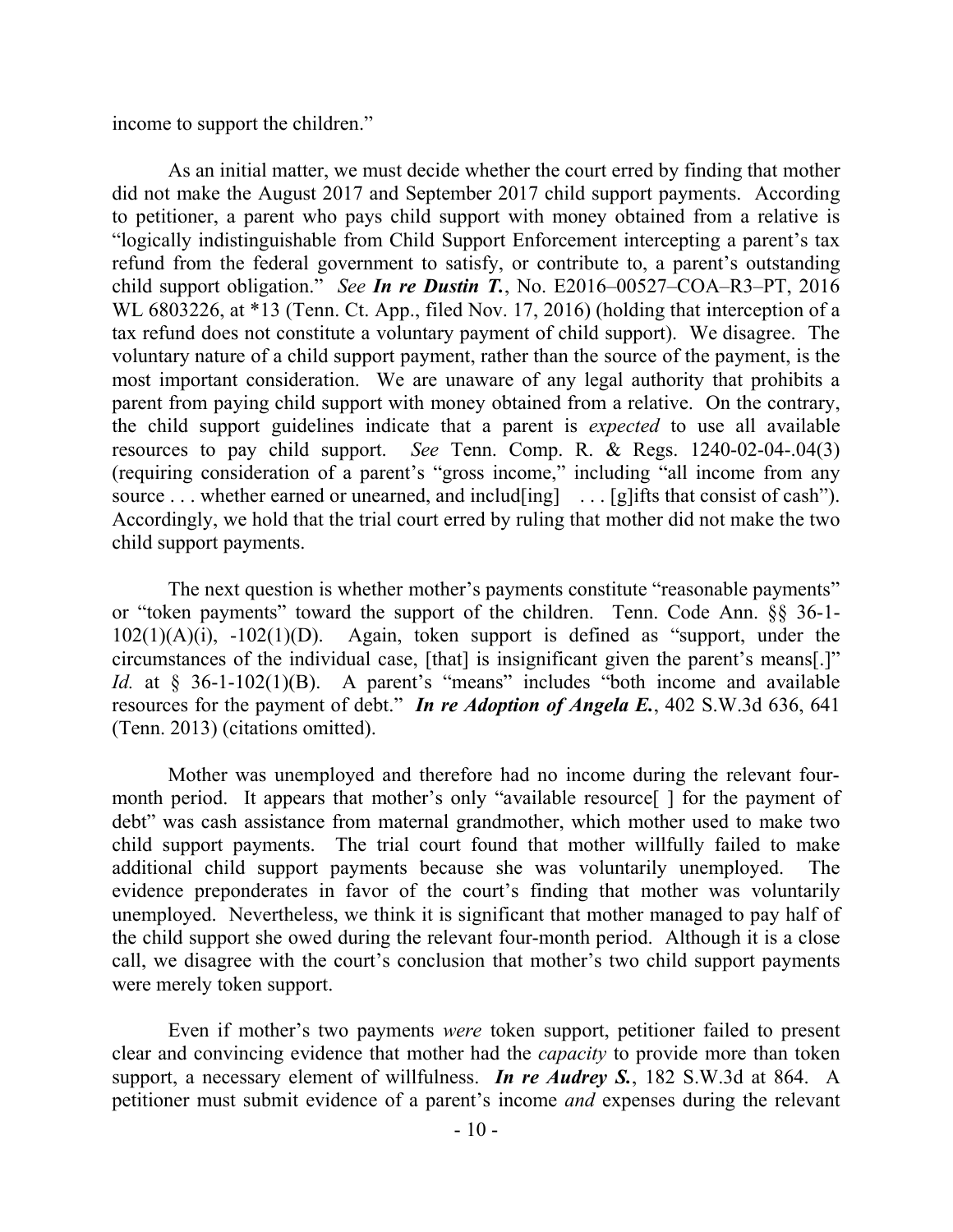income to support the children."

As an initial matter, we must decide whether the court erred by finding that mother did not make the August 2017 and September 2017 child support payments. According to petitioner, a parent who pays child support with money obtained from a relative is "logically indistinguishable from Child Support Enforcement intercepting a parent's tax refund from the federal government to satisfy, or contribute to, a parent's outstanding child support obligation." *See **In re Dustin T.***, No. E2016–00527–COA–R3–PT, 2016 WL 6803226, at *13 (Tenn. Ct. App., filed Nov. 17, 2016) (holding that interception of a tax refund does not constitute a voluntary payment of child support). We disagree. The voluntary nature of a child support payment, rather than the source of the payment, is the most important consideration. We are unaware of any legal authority that prohibits a parent from paying child support with money obtained from a relative. On the contrary, the child support guidelines indicate that a parent is *expected* to use all available resources to pay child support. *See* Tenn. Comp. R. & Regs. 1240-02-04-.04(3) (requiring consideration of a parent's "gross income," including "all income from any source . . . whether earned or unearned, and includ[ing] . . . [g]ifts that consist of cash"). Accordingly, we hold that the trial court erred by ruling that mother did not make the two child support payments.

The next question is whether mother's payments constitute "reasonable payments" or "token payments" toward the support of the children. Tenn. Code Ann. §§ 36-1-102(1)(A)(i), -102(1)(D). Again, token support is defined as "support, under the circumstances of the individual case, [that] is insignificant given the parent's means[.]" *Id.* at § 36-1-102(1)(B). A parent's "means" includes "both income and available resources for the payment of debt." ***In re Adoption of Angela E.***, 402 S.W.3d 636, 641 (Tenn. 2013) (citations omitted).

Mother was unemployed and therefore had no income during the relevant four-month period. It appears that mother's only "available resource[ ] for the payment of debt" was cash assistance from maternal grandmother, which mother used to make two child support payments. The trial court found that mother willfully failed to make additional child support payments because she was voluntarily unemployed. The evidence preponderates in favor of the court's finding that mother was voluntarily unemployed. Nevertheless, we think it is significant that mother managed to pay half of the child support she owed during the relevant four-month period. Although it is a close call, we disagree with the court's conclusion that mother's two child support payments were merely token support.

Even if mother's two payments *were* token support, petitioner failed to present clear and convincing evidence that mother had the *capacity* to provide more than token support, a necessary element of willfulness. ***In re Audrey S.***, 182 S.W.3d at 864. A petitioner must submit evidence of a parent's income *and* expenses during the relevant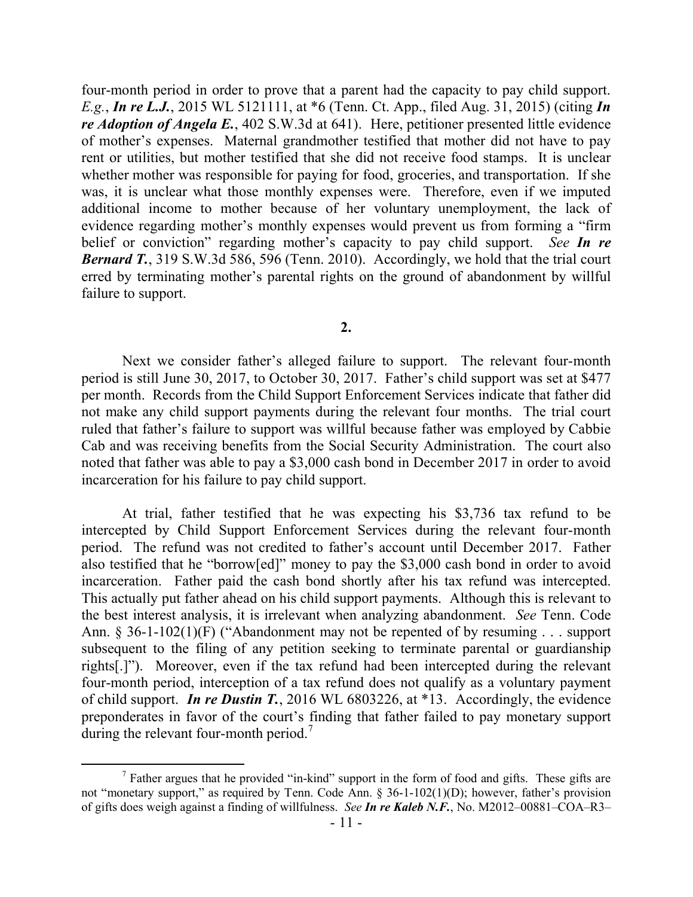four-month period in order to prove that a parent had the capacity to pay child support. *E.g.*, ***In re L.J.***, 2015 WL 5121111, at *6 (Tenn. Ct. App., filed Aug. 31, 2015) (citing ***In re Adoption of Angela E.***, 402 S.W.3d at 641). Here, petitioner presented little evidence of mother's expenses. Maternal grandmother testified that mother did not have to pay rent or utilities, but mother testified that she did not receive food stamps. It is unclear whether mother was responsible for paying for food, groceries, and transportation. If she was, it is unclear what those monthly expenses were. Therefore, even if we imputed additional income to mother because of her voluntary unemployment, the lack of evidence regarding mother's monthly expenses would prevent us from forming a "firm belief or conviction" regarding mother's capacity to pay child support. *See* ***In re Bernard T.***, 319 S.W.3d 586, 596 (Tenn. 2010). Accordingly, we hold that the trial court erred by terminating mother's parental rights on the ground of abandonment by willful failure to support.

**2.**

Next we consider father's alleged failure to support. The relevant four-month period is still June 30, 2017, to October 30, 2017. Father's child support was set at $477 per month. Records from the Child Support Enforcement Services indicate that father did not make any child support payments during the relevant four months. The trial court ruled that father's failure to support was willful because father was employed by Cabbie Cab and was receiving benefits from the Social Security Administration. The court also noted that father was able to pay a $3,000 cash bond in December 2017 in order to avoid incarceration for his failure to pay child support.

At trial, father testified that he was expecting his $3,736 tax refund to be intercepted by Child Support Enforcement Services during the relevant four-month period. The refund was not credited to father's account until December 2017. Father also testified that he "borrow[ed]" money to pay the $3,000 cash bond in order to avoid incarceration. Father paid the cash bond shortly after his tax refund was intercepted. This actually put father ahead on his child support payments. Although this is relevant to the best interest analysis, it is irrelevant when analyzing abandonment. *See* Tenn. Code Ann. § 36-1-102(1)(F) ("Abandonment may not be repented of by resuming . . . support subsequent to the filing of any petition seeking to terminate parental or guardianship rights[.]"). Moreover, even if the tax refund had been intercepted during the relevant four-month period, interception of a tax refund does not qualify as a voluntary payment of child support. ***In re Dustin T.***, 2016 WL 6803226, at *13. Accordingly, the evidence preponderates in favor of the court's finding that father failed to pay monetary support during the relevant four-month period.[7]

[7] Father argues that he provided "in-kind" support in the form of food and gifts. These gifts are not "monetary support," as required by Tenn. Code Ann. § 36-1-102(1)(D); however, father's provision of gifts does weigh against a finding of willfulness. *See* ***In re Kaleb N.F.***, No. M2012–00881–COA–R3–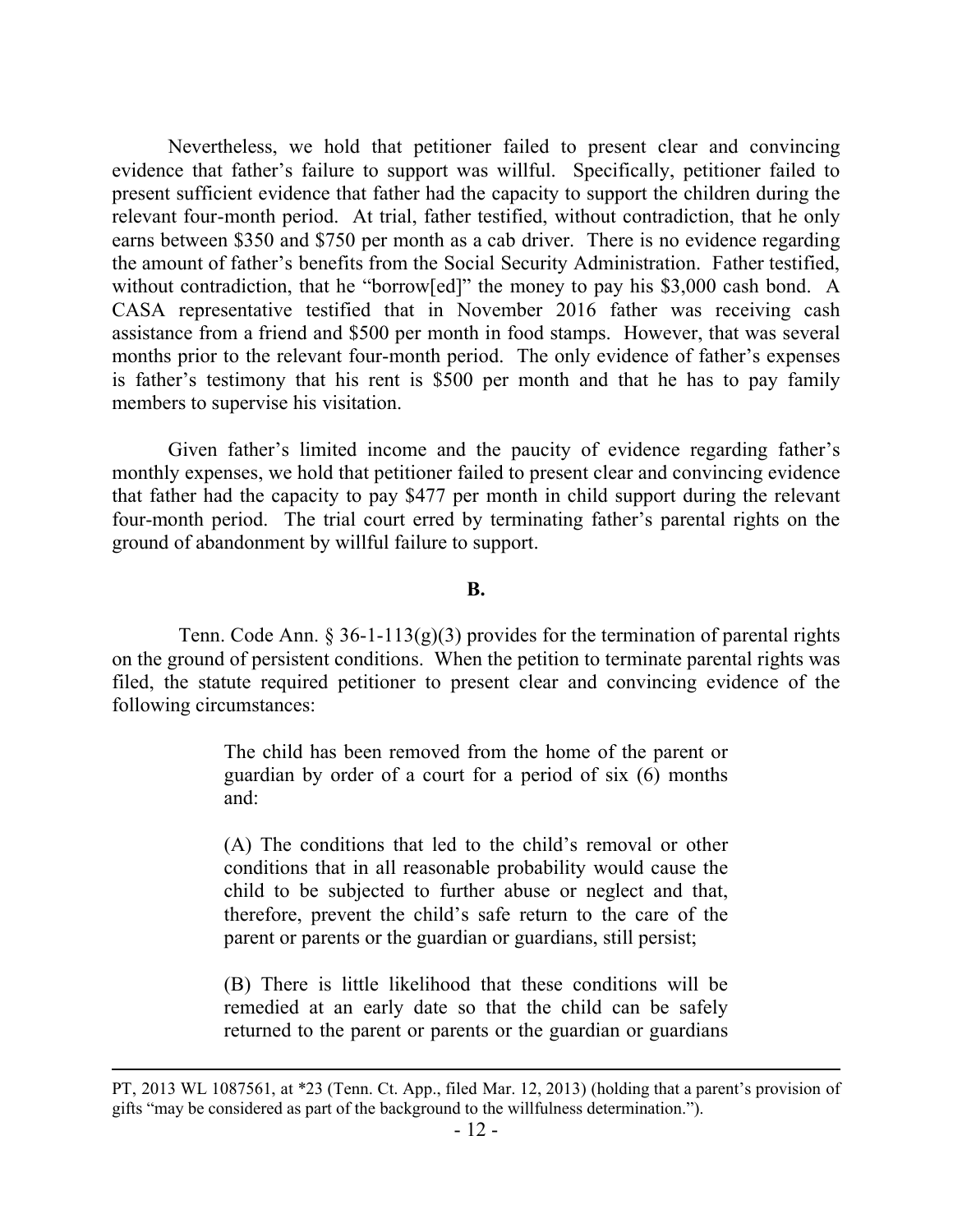Nevertheless, we hold that petitioner failed to present clear and convincing evidence that father's failure to support was willful. Specifically, petitioner failed to present sufficient evidence that father had the capacity to support the children during the relevant four-month period. At trial, father testified, without contradiction, that he only earns between $350 and $750 per month as a cab driver. There is no evidence regarding the amount of father's benefits from the Social Security Administration. Father testified, without contradiction, that he "borrow[ed]" the money to pay his $3,000 cash bond. A CASA representative testified that in November 2016 father was receiving cash assistance from a friend and $500 per month in food stamps. However, that was several months prior to the relevant four-month period. The only evidence of father's expenses is father's testimony that his rent is $500 per month and that he has to pay family members to supervise his visitation.

Given father's limited income and the paucity of evidence regarding father's monthly expenses, we hold that petitioner failed to present clear and convincing evidence that father had the capacity to pay $477 per month in child support during the relevant four-month period. The trial court erred by terminating father's parental rights on the ground of abandonment by willful failure to support.

**B.**

Tenn. Code Ann. § 36-1-113(g)(3) provides for the termination of parental rights on the ground of persistent conditions. When the petition to terminate parental rights was filed, the statute required petitioner to present clear and convincing evidence of the following circumstances:

> The child has been removed from the home of the parent or guardian by order of a court for a period of six (6) months and:
>
> (A) The conditions that led to the child's removal or other conditions that in all reasonable probability would cause the child to be subjected to further abuse or neglect and that, therefore, prevent the child's safe return to the care of the parent or parents or the guardian or guardians, still persist;
>
> (B) There is little likelihood that these conditions will be remedied at an early date so that the child can be safely returned to the parent or parents or the guardian or guardians

---

PT, 2013 WL 1087561, at *23 (Tenn. Ct. App., filed Mar. 12, 2013) (holding that a parent's provision of gifts "may be considered as part of the background to the willfulness determination.").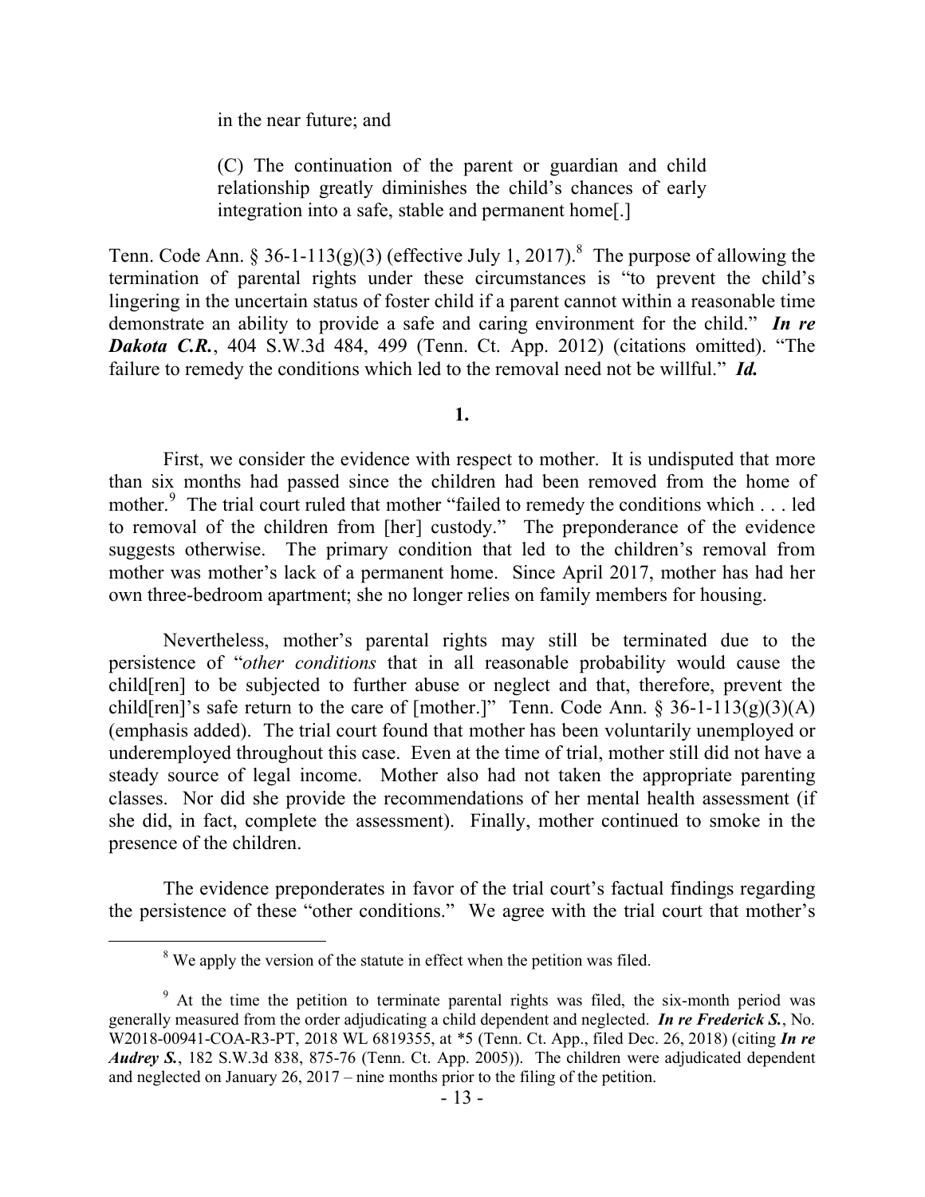> in the near future; and
>
> (C) The continuation of the parent or guardian and child relationship greatly diminishes the child's chances of early integration into a safe, stable and permanent home[.]

Tenn. Code Ann. § 36-1-113(g)(3) (effective July 1, 2017).[8] The purpose of allowing the termination of parental rights under these circumstances is "to prevent the child's lingering in the uncertain status of foster child if a parent cannot within a reasonable time demonstrate an ability to provide a safe and caring environment for the child." ***In re Dakota C.R.***, 404 S.W.3d 484, 499 (Tenn. Ct. App. 2012) (citations omitted). "The failure to remedy the conditions which led to the removal need not be willful." ***Id.***

**1.**

First, we consider the evidence with respect to mother. It is undisputed that more than six months had passed since the children had been removed from the home of mother.[9] The trial court ruled that mother "failed to remedy the conditions which . . . led to removal of the children from [her] custody." The preponderance of the evidence suggests otherwise. The primary condition that led to the children's removal from mother was mother's lack of a permanent home. Since April 2017, mother has had her own three-bedroom apartment; she no longer relies on family members for housing.

Nevertheless, mother's parental rights may still be terminated due to the persistence of "*other conditions* that in all reasonable probability would cause the child[ren] to be subjected to further abuse or neglect and that, therefore, prevent the child[ren]'s safe return to the care of [mother.]" Tenn. Code Ann. § 36-1-113(g)(3)(A) (emphasis added). The trial court found that mother has been voluntarily unemployed or underemployed throughout this case. Even at the time of trial, mother still did not have a steady source of legal income. Mother also had not taken the appropriate parenting classes. Nor did she provide the recommendations of her mental health assessment (if she did, in fact, complete the assessment). Finally, mother continued to smoke in the presence of the children.

The evidence preponderates in favor of the trial court's factual findings regarding the persistence of these "other conditions." We agree with the trial court that mother's

---

[8] We apply the version of the statute in effect when the petition was filed.

[9] At the time the petition to terminate parental rights was filed, the six-month period was generally measured from the order adjudicating a child dependent and neglected. ***In re Frederick S.***, No. W2018-00941-COA-R3-PT, 2018 WL 6819355, at *5 (Tenn. Ct. App., filed Dec. 26, 2018) (citing ***In re Audrey S.***, 182 S.W.3d 838, 875-76 (Tenn. Ct. App. 2005)). The children were adjudicated dependent and neglected on January 26, 2017 – nine months prior to the filing of the petition.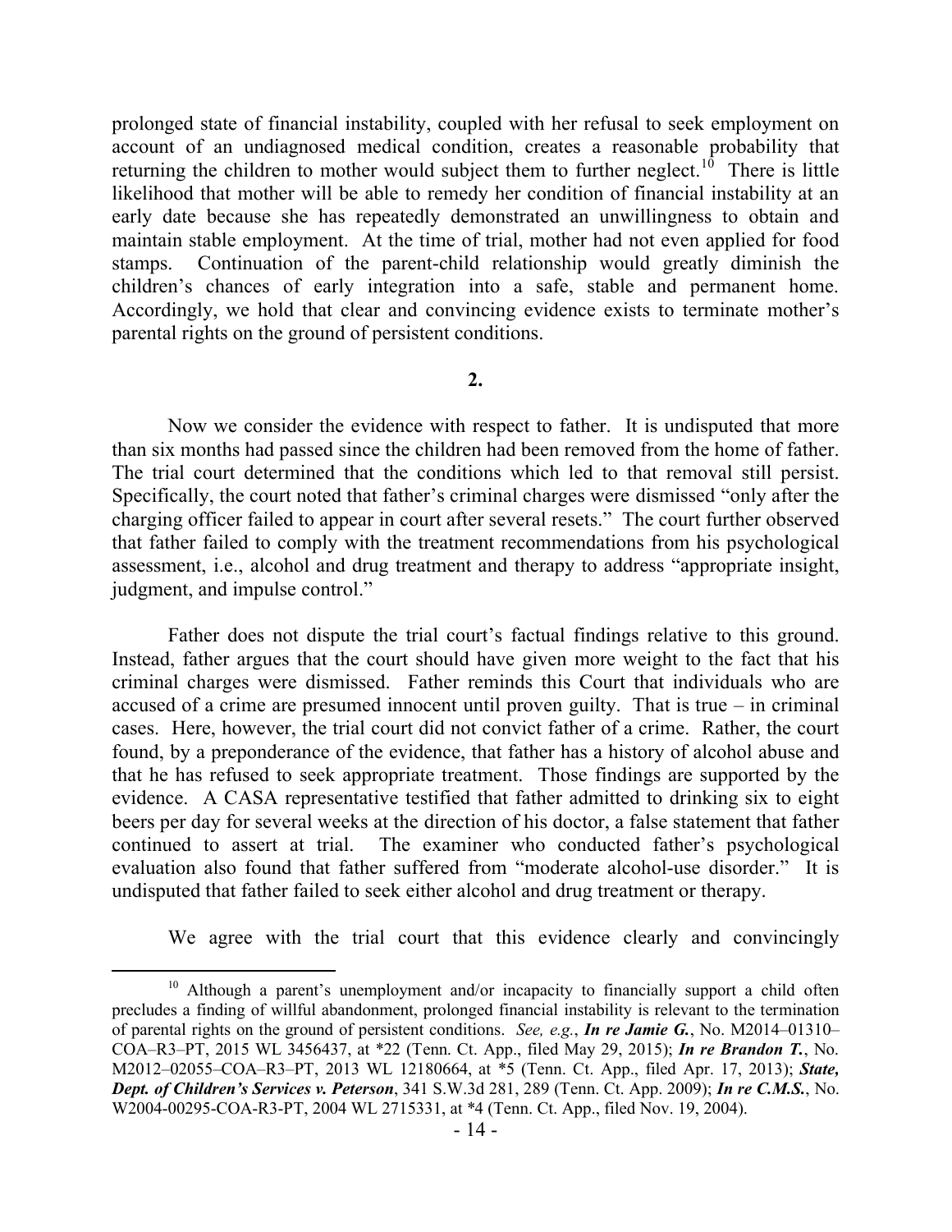prolonged state of financial instability, coupled with her refusal to seek employment on account of an undiagnosed medical condition, creates a reasonable probability that returning the children to mother would subject them to further neglect.[10] There is little likelihood that mother will be able to remedy her condition of financial instability at an early date because she has repeatedly demonstrated an unwillingness to obtain and maintain stable employment. At the time of trial, mother had not even applied for food stamps. Continuation of the parent-child relationship would greatly diminish the children's chances of early integration into a safe, stable and permanent home. Accordingly, we hold that clear and convincing evidence exists to terminate mother's parental rights on the ground of persistent conditions.

**2.**

Now we consider the evidence with respect to father. It is undisputed that more than six months had passed since the children had been removed from the home of father. The trial court determined that the conditions which led to that removal still persist. Specifically, the court noted that father's criminal charges were dismissed "only after the charging officer failed to appear in court after several resets." The court further observed that father failed to comply with the treatment recommendations from his psychological assessment, i.e., alcohol and drug treatment and therapy to address "appropriate insight, judgment, and impulse control."

Father does not dispute the trial court's factual findings relative to this ground. Instead, father argues that the court should have given more weight to the fact that his criminal charges were dismissed. Father reminds this Court that individuals who are accused of a crime are presumed innocent until proven guilty. That is true – in criminal cases. Here, however, the trial court did not convict father of a crime. Rather, the court found, by a preponderance of the evidence, that father has a history of alcohol abuse and that he has refused to seek appropriate treatment. Those findings are supported by the evidence. A CASA representative testified that father admitted to drinking six to eight beers per day for several weeks at the direction of his doctor, a false statement that father continued to assert at trial. The examiner who conducted father's psychological evaluation also found that father suffered from "moderate alcohol-use disorder." It is undisputed that father failed to seek either alcohol and drug treatment or therapy.

We agree with the trial court that this evidence clearly and convincingly

---

[10] Although a parent's unemployment and/or incapacity to financially support a child often precludes a finding of willful abandonment, prolonged financial instability is relevant to the termination of parental rights on the ground of persistent conditions. *See, e.g.*, ***In re Jamie G.***, No. M2014–01310–COA–R3–PT, 2015 WL 3456437, at *22 (Tenn. Ct. App., filed May 29, 2015); ***In re Brandon T.***, No. M2012–02055–COA–R3–PT, 2013 WL 12180664, at *5 (Tenn. Ct. App., filed Apr. 17, 2013); ***State, Dept. of Children's Services v. Peterson***, 341 S.W.3d 281, 289 (Tenn. Ct. App. 2009); ***In re C.M.S.***, No. W2004-00295-COA-R3-PT, 2004 WL 2715331, at *4 (Tenn. Ct. App., filed Nov. 19, 2004).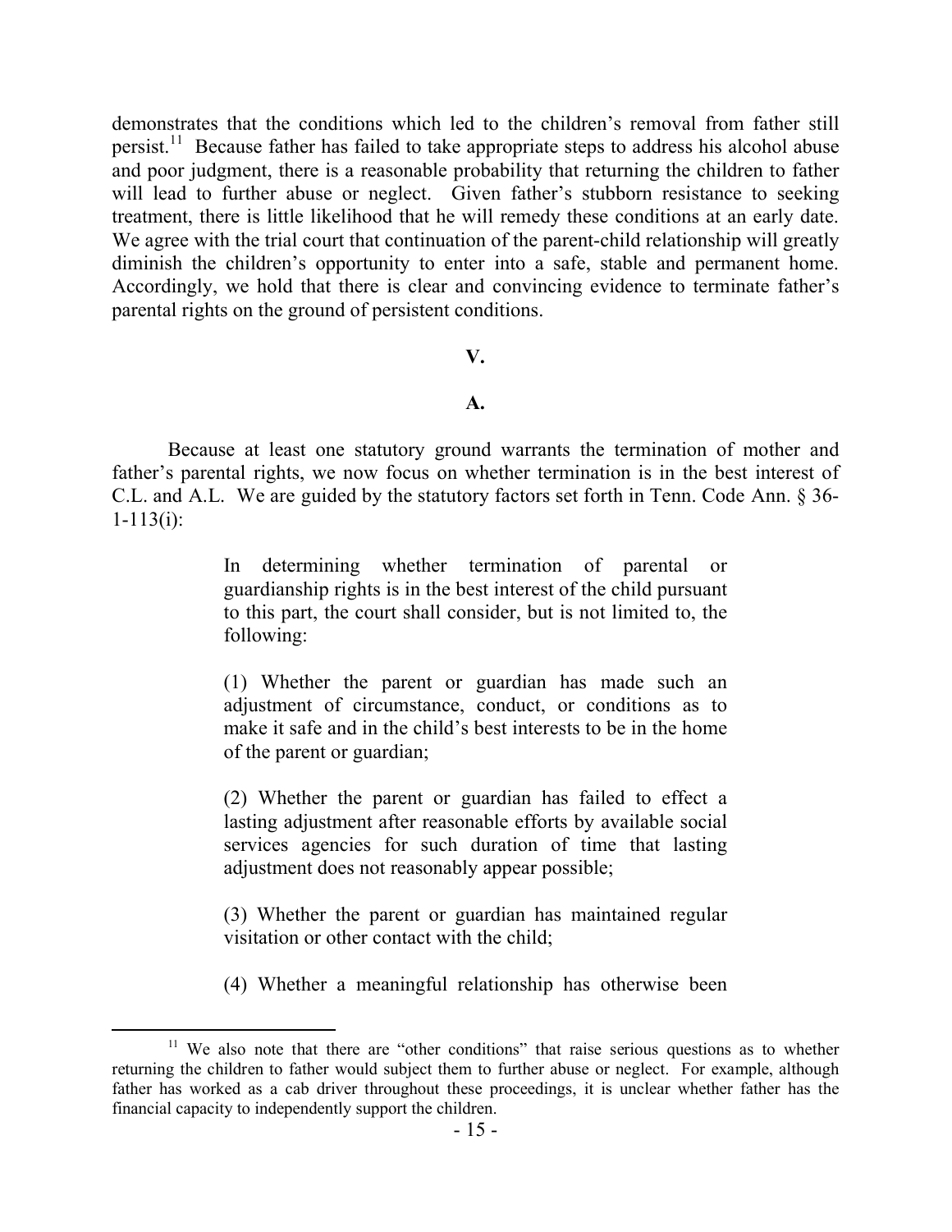demonstrates that the conditions which led to the children's removal from father still persist.[11] Because father has failed to take appropriate steps to address his alcohol abuse and poor judgment, there is a reasonable probability that returning the children to father will lead to further abuse or neglect. Given father's stubborn resistance to seeking treatment, there is little likelihood that he will remedy these conditions at an early date. We agree with the trial court that continuation of the parent-child relationship will greatly diminish the children's opportunity to enter into a safe, stable and permanent home. Accordingly, we hold that there is clear and convincing evidence to terminate father's parental rights on the ground of persistent conditions.

## V.

### A.

Because at least one statutory ground warrants the termination of mother and father's parental rights, we now focus on whether termination is in the best interest of C.L. and A.L. We are guided by the statutory factors set forth in Tenn. Code Ann. § 36-1-113(i):

> In determining whether termination of parental or guardianship rights is in the best interest of the child pursuant to this part, the court shall consider, but is not limited to, the following:
>
> (1) Whether the parent or guardian has made such an adjustment of circumstance, conduct, or conditions as to make it safe and in the child's best interests to be in the home of the parent or guardian;
>
> (2) Whether the parent or guardian has failed to effect a lasting adjustment after reasonable efforts by available social services agencies for such duration of time that lasting adjustment does not reasonably appear possible;
>
> (3) Whether the parent or guardian has maintained regular visitation or other contact with the child;
>
> (4) Whether a meaningful relationship has otherwise been

[11] We also note that there are "other conditions" that raise serious questions as to whether returning the children to father would subject them to further abuse or neglect. For example, although father has worked as a cab driver throughout these proceedings, it is unclear whether father has the financial capacity to independently support the children.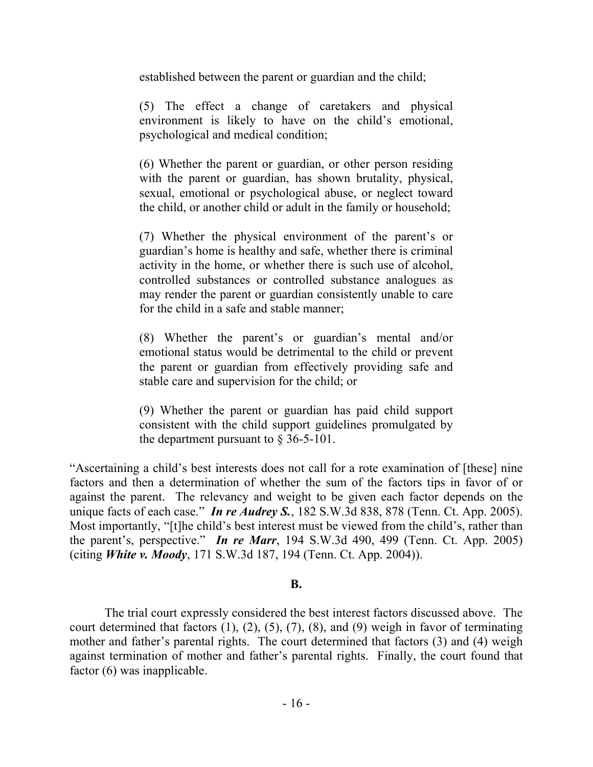established between the parent or guardian and the child;

> (5) The effect a change of caretakers and physical environment is likely to have on the child's emotional, psychological and medical condition;
>
> (6) Whether the parent or guardian, or other person residing with the parent or guardian, has shown brutality, physical, sexual, emotional or psychological abuse, or neglect toward the child, or another child or adult in the family or household;
>
> (7) Whether the physical environment of the parent's or guardian's home is healthy and safe, whether there is criminal activity in the home, or whether there is such use of alcohol, controlled substances or controlled substance analogues as may render the parent or guardian consistently unable to care for the child in a safe and stable manner;
>
> (8) Whether the parent's or guardian's mental and/or emotional status would be detrimental to the child or prevent the parent or guardian from effectively providing safe and stable care and supervision for the child; or
>
> (9) Whether the parent or guardian has paid child support consistent with the child support guidelines promulgated by the department pursuant to § 36-5-101.

"Ascertaining a child's best interests does not call for a rote examination of [these] nine factors and then a determination of whether the sum of the factors tips in favor of or against the parent. The relevancy and weight to be given each factor depends on the unique facts of each case." ***In re Audrey S.***, 182 S.W.3d 838, 878 (Tenn. Ct. App. 2005). Most importantly, "[t]he child's best interest must be viewed from the child's, rather than the parent's, perspective." ***In re Marr***, 194 S.W.3d 490, 499 (Tenn. Ct. App. 2005) (citing ***White v. Moody***, 171 S.W.3d 187, 194 (Tenn. Ct. App. 2004)).

**B.**

The trial court expressly considered the best interest factors discussed above. The court determined that factors (1), (2), (5), (7), (8), and (9) weigh in favor of terminating mother and father's parental rights. The court determined that factors (3) and (4) weigh against termination of mother and father's parental rights. Finally, the court found that factor (6) was inapplicable.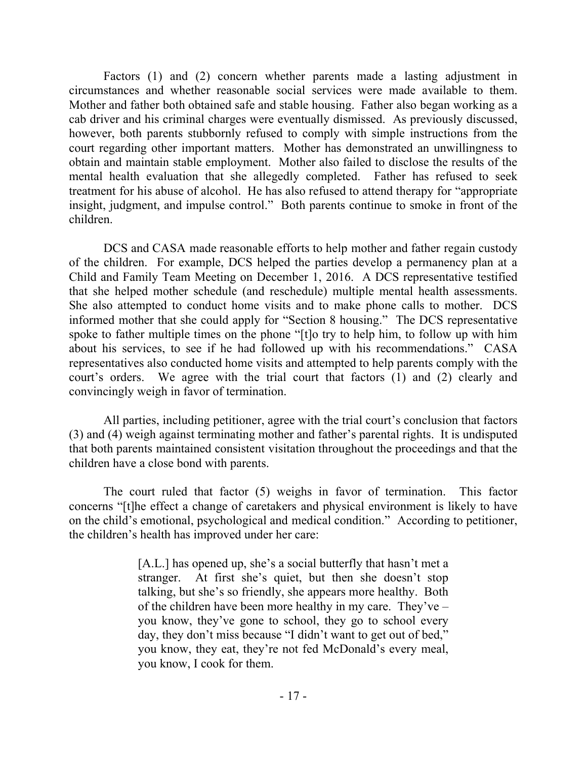Factors (1) and (2) concern whether parents made a lasting adjustment in circumstances and whether reasonable social services were made available to them. Mother and father both obtained safe and stable housing. Father also began working as a cab driver and his criminal charges were eventually dismissed. As previously discussed, however, both parents stubbornly refused to comply with simple instructions from the court regarding other important matters. Mother has demonstrated an unwillingness to obtain and maintain stable employment. Mother also failed to disclose the results of the mental health evaluation that she allegedly completed. Father has refused to seek treatment for his abuse of alcohol. He has also refused to attend therapy for "appropriate insight, judgment, and impulse control." Both parents continue to smoke in front of the children.

DCS and CASA made reasonable efforts to help mother and father regain custody of the children. For example, DCS helped the parties develop a permanency plan at a Child and Family Team Meeting on December 1, 2016. A DCS representative testified that she helped mother schedule (and reschedule) multiple mental health assessments. She also attempted to conduct home visits and to make phone calls to mother. DCS informed mother that she could apply for "Section 8 housing." The DCS representative spoke to father multiple times on the phone "[t]o try to help him, to follow up with him about his services, to see if he had followed up with his recommendations." CASA representatives also conducted home visits and attempted to help parents comply with the court's orders. We agree with the trial court that factors (1) and (2) clearly and convincingly weigh in favor of termination.

All parties, including petitioner, agree with the trial court's conclusion that factors (3) and (4) weigh against terminating mother and father's parental rights. It is undisputed that both parents maintained consistent visitation throughout the proceedings and that the children have a close bond with parents.

The court ruled that factor (5) weighs in favor of termination. This factor concerns "[t]he effect a change of caretakers and physical environment is likely to have on the child's emotional, psychological and medical condition." According to petitioner, the children's health has improved under her care:

> [A.L.] has opened up, she's a social butterfly that hasn't met a stranger. At first she's quiet, but then she doesn't stop talking, but she's so friendly, she appears more healthy. Both of the children have been more healthy in my care. They've – you know, they've gone to school, they go to school every day, they don't miss because "I didn't want to get out of bed," you know, they eat, they're not fed McDonald's every meal, you know, I cook for them.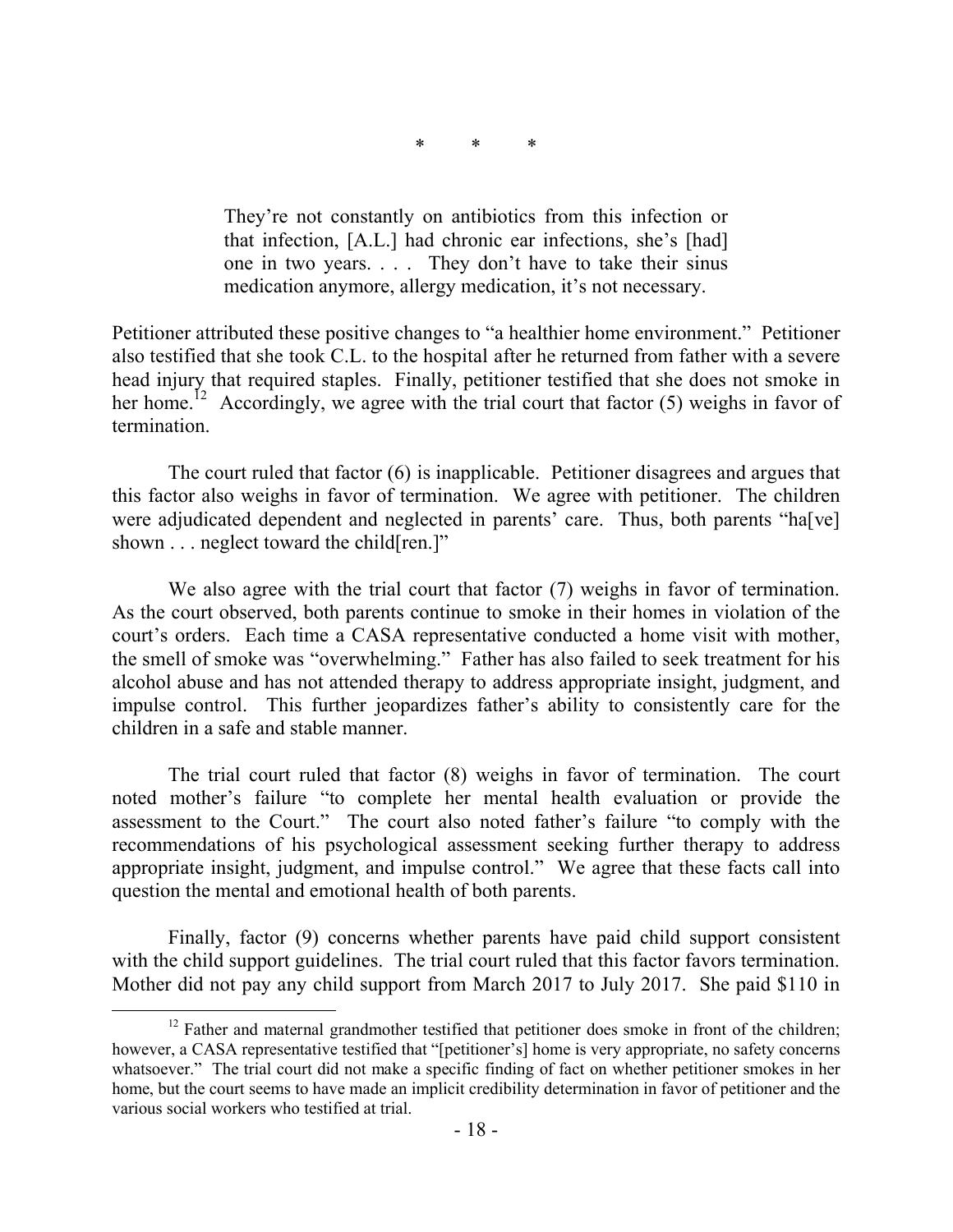\* \* \*

> They're not constantly on antibiotics from this infection or that infection, [A.L.] had chronic ear infections, she's [had] one in two years. . . . They don't have to take their sinus medication anymore, allergy medication, it's not necessary.

Petitioner attributed these positive changes to "a healthier home environment." Petitioner also testified that she took C.L. to the hospital after he returned from father with a severe head injury that required staples. Finally, petitioner testified that she does not smoke in her home.[12] Accordingly, we agree with the trial court that factor (5) weighs in favor of termination.

The court ruled that factor (6) is inapplicable. Petitioner disagrees and argues that this factor also weighs in favor of termination. We agree with petitioner. The children were adjudicated dependent and neglected in parents' care. Thus, both parents "ha[ve] shown . . . neglect toward the child[ren.]"

We also agree with the trial court that factor (7) weighs in favor of termination. As the court observed, both parents continue to smoke in their homes in violation of the court's orders. Each time a CASA representative conducted a home visit with mother, the smell of smoke was "overwhelming." Father has also failed to seek treatment for his alcohol abuse and has not attended therapy to address appropriate insight, judgment, and impulse control. This further jeopardizes father's ability to consistently care for the children in a safe and stable manner.

The trial court ruled that factor (8) weighs in favor of termination. The court noted mother's failure "to complete her mental health evaluation or provide the assessment to the Court." The court also noted father's failure "to comply with the recommendations of his psychological assessment seeking further therapy to address appropriate insight, judgment, and impulse control." We agree that these facts call into question the mental and emotional health of both parents.

Finally, factor (9) concerns whether parents have paid child support consistent with the child support guidelines. The trial court ruled that this factor favors termination. Mother did not pay any child support from March 2017 to July 2017. She paid $110 in

---

[12] Father and maternal grandmother testified that petitioner does smoke in front of the children; however, a CASA representative testified that "[petitioner's] home is very appropriate, no safety concerns whatsoever." The trial court did not make a specific finding of fact on whether petitioner smokes in her home, but the court seems to have made an implicit credibility determination in favor of petitioner and the various social workers who testified at trial.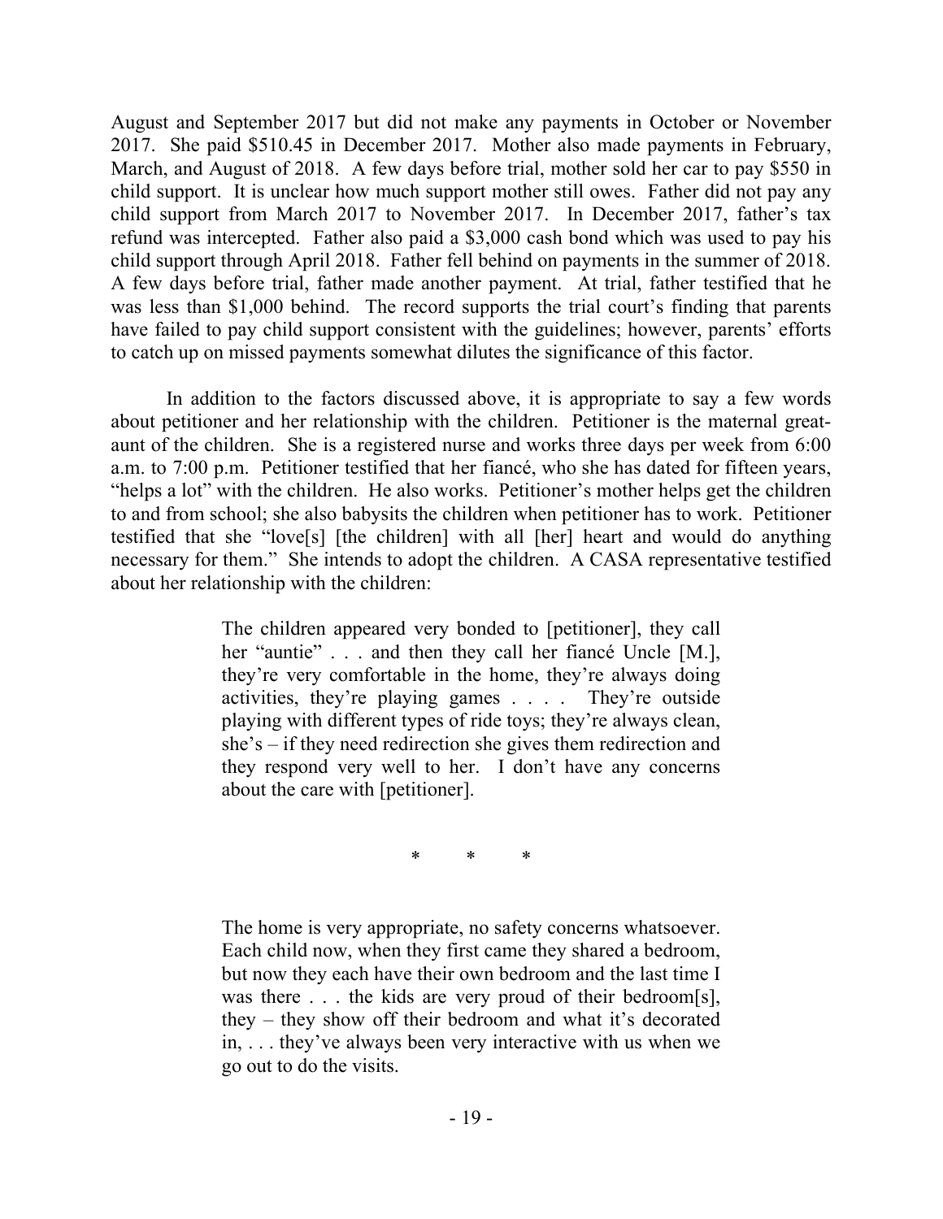August and September 2017 but did not make any payments in October or November 2017. She paid $510.45 in December 2017. Mother also made payments in February, March, and August of 2018. A few days before trial, mother sold her car to pay $550 in child support. It is unclear how much support mother still owes. Father did not pay any child support from March 2017 to November 2017. In December 2017, father's tax refund was intercepted. Father also paid a $3,000 cash bond which was used to pay his child support through April 2018. Father fell behind on payments in the summer of 2018. A few days before trial, father made another payment. At trial, father testified that he was less than $1,000 behind. The record supports the trial court's finding that parents have failed to pay child support consistent with the guidelines; however, parents' efforts to catch up on missed payments somewhat dilutes the significance of this factor.

In addition to the factors discussed above, it is appropriate to say a few words about petitioner and her relationship with the children. Petitioner is the maternal great-aunt of the children. She is a registered nurse and works three days per week from 6:00 a.m. to 7:00 p.m. Petitioner testified that her fiancé, who she has dated for fifteen years, "helps a lot" with the children. He also works. Petitioner's mother helps get the children to and from school; she also babysits the children when petitioner has to work. Petitioner testified that she "love[s] [the children] with all [her] heart and would do anything necessary for them." She intends to adopt the children. A CASA representative testified about her relationship with the children:

> The children appeared very bonded to [petitioner], they call her "auntie" . . . and then they call her fiancé Uncle [M.], they're very comfortable in the home, they're always doing activities, they're playing games . . . . They're outside playing with different types of ride toys; they're always clean, she's – if they need redirection she gives them redirection and they respond very well to her. I don't have any concerns about the care with [petitioner].
>
> \* \* \*
>
> The home is very appropriate, no safety concerns whatsoever. Each child now, when they first came they shared a bedroom, but now they each have their own bedroom and the last time I was there . . . the kids are very proud of their bedroom[s], they – they show off their bedroom and what it's decorated in, . . . they've always been very interactive with us when we go out to do the visits.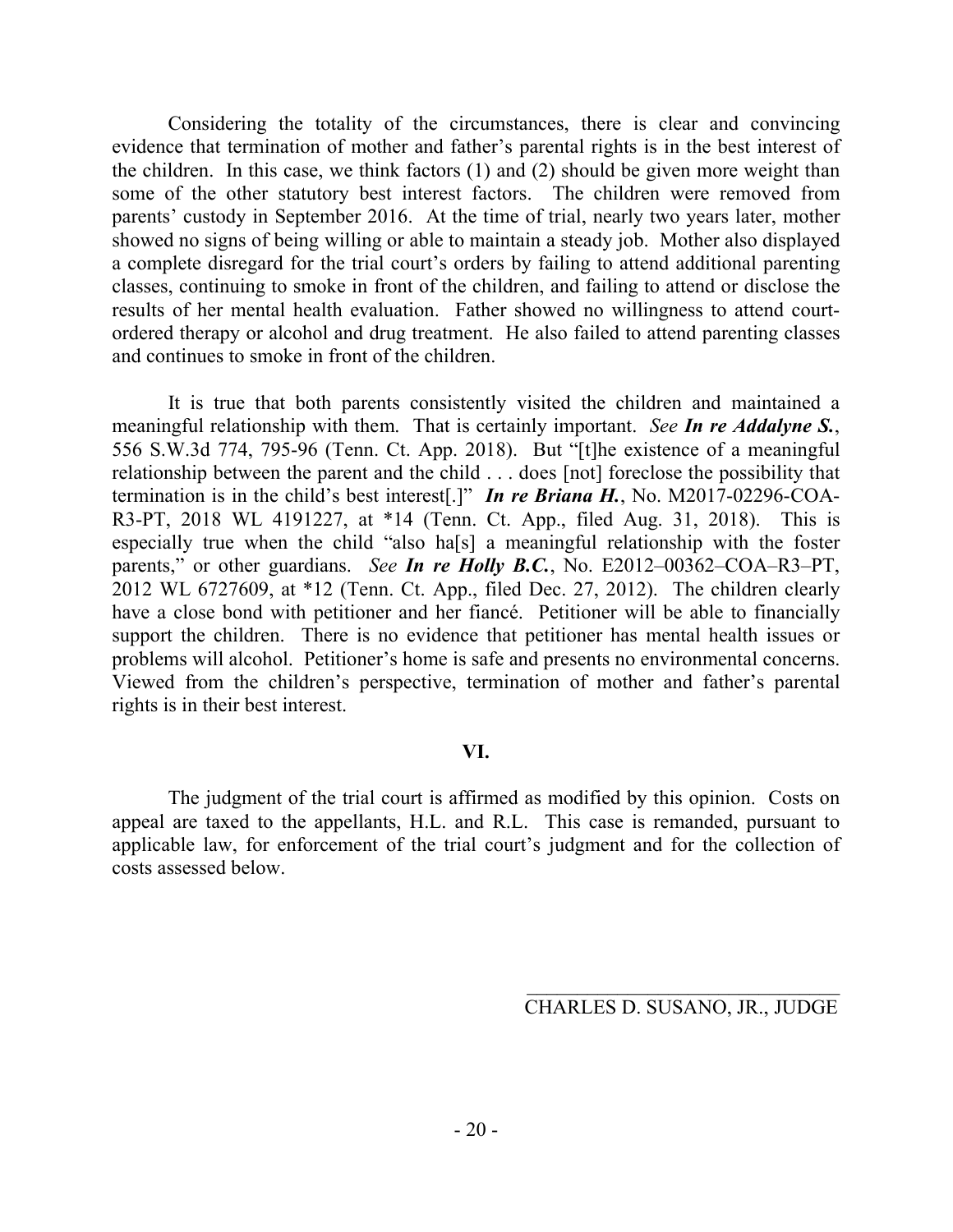Considering the totality of the circumstances, there is clear and convincing evidence that termination of mother and father's parental rights is in the best interest of the children. In this case, we think factors (1) and (2) should be given more weight than some of the other statutory best interest factors. The children were removed from parents' custody in September 2016. At the time of trial, nearly two years later, mother showed no signs of being willing or able to maintain a steady job. Mother also displayed a complete disregard for the trial court's orders by failing to attend additional parenting classes, continuing to smoke in front of the children, and failing to attend or disclose the results of her mental health evaluation. Father showed no willingness to attend court-ordered therapy or alcohol and drug treatment. He also failed to attend parenting classes and continues to smoke in front of the children.

It is true that both parents consistently visited the children and maintained a meaningful relationship with them. That is certainly important. *See* ***In re Addalyne S.***, 556 S.W.3d 774, 795-96 (Tenn. Ct. App. 2018). But "[t]he existence of a meaningful relationship between the parent and the child . . . does [not] foreclose the possibility that termination is in the child's best interest[.]" ***In re Briana H.***, No. M2017-02296-COA-R3-PT, 2018 WL 4191227, at *14 (Tenn. Ct. App., filed Aug. 31, 2018). This is especially true when the child "also ha[s] a meaningful relationship with the foster parents," or other guardians. *See* ***In re Holly B.C.***, No. E2012–00362–COA–R3–PT, 2012 WL 6727609, at *12 (Tenn. Ct. App., filed Dec. 27, 2012). The children clearly have a close bond with petitioner and her fiancé. Petitioner will be able to financially support the children. There is no evidence that petitioner has mental health issues or problems will alcohol. Petitioner's home is safe and presents no environmental concerns. Viewed from the children's perspective, termination of mother and father's parental rights is in their best interest.

## VI.

The judgment of the trial court is affirmed as modified by this opinion. Costs on appeal are taxed to the appellants, H.L. and R.L. This case is remanded, pursuant to applicable law, for enforcement of the trial court's judgment and for the collection of costs assessed below.

_______________________________
CHARLES D. SUSANO, JR., JUDGE